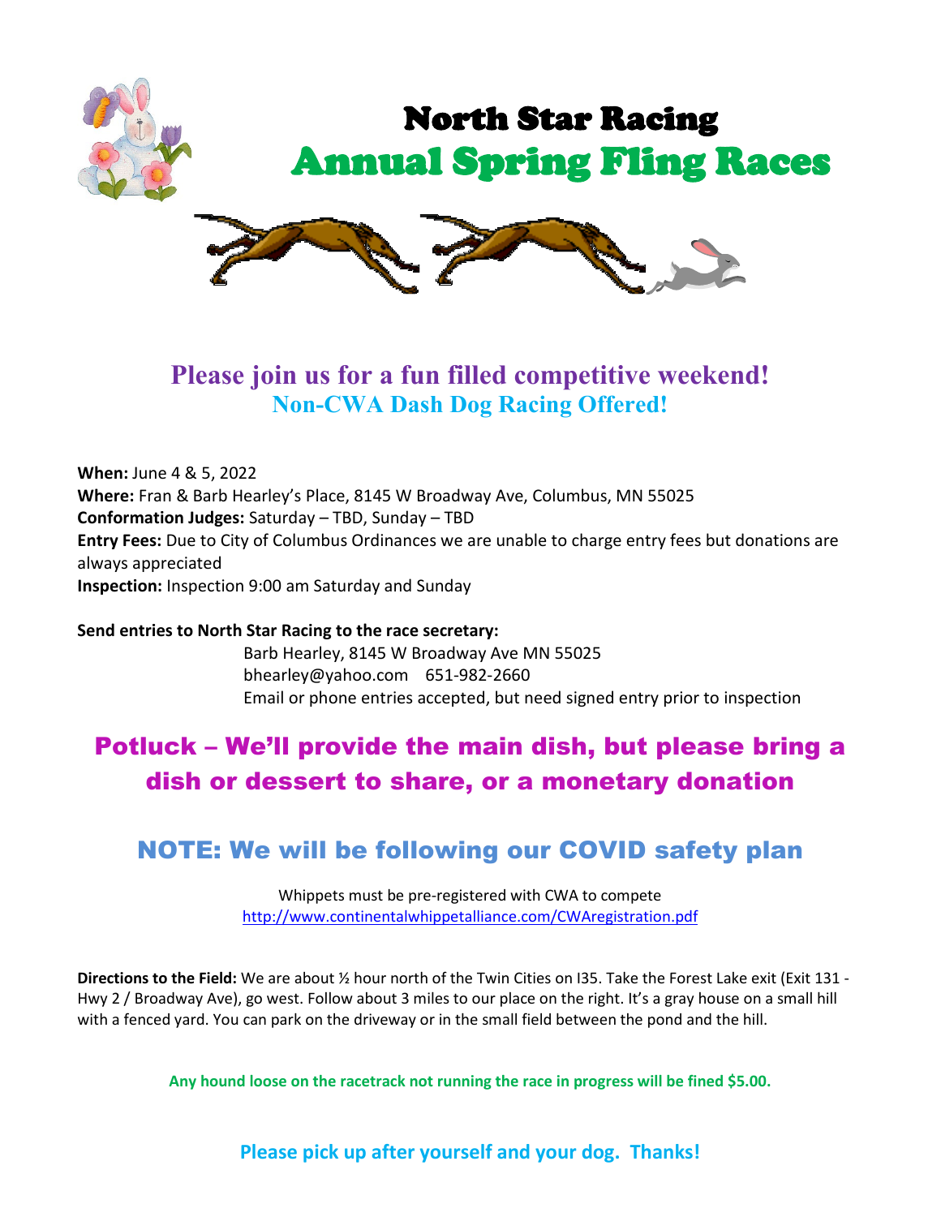# North Star Racing

# Annual Spring Fling Races

## Please join us for a fun filled competitive weekend!

### Non-CWA Dash Dog Racing Offered!

**When:** June 4 & 5, 2022
**Where:** Fran & Barb Hearley's Place, 8145 W Broadway Ave, Columbus, MN 55025
**Conformation Judges:** Saturday – TBD, Sunday – TBD
**Entry Fees:** Due to City of Columbus Ordinances we are unable to charge entry fees but donations are always appreciated
**Inspection:** Inspection 9:00 am Saturday and Sunday

**Send entries to North Star Racing to the race secretary:**

Barb Hearley, 8145 W Broadway Ave MN 55025
bhearley@yahoo.com 651-982-2660
Email or phone entries accepted, but need signed entry prior to inspection

## Potluck – We'll provide the main dish, but please bring a dish or dessert to share, or a monetary donation

## NOTE: We will be following our COVID safety plan

Whippets must be pre-registered with CWA to compete
http://www.continentalwhippetalliance.com/CWAregistration.pdf

**Directions to the Field:** We are about ½ hour north of the Twin Cities on I35. Take the Forest Lake exit (Exit 131 - Hwy 2 / Broadway Ave), go west. Follow about 3 miles to our place on the right. It's a gray house on a small hill with a fenced yard. You can park on the driveway or in the small field between the pond and the hill.

**Any hound loose on the racetrack not running the race in progress will be fined $5.00.**

**Please pick up after yourself and your dog. Thanks!**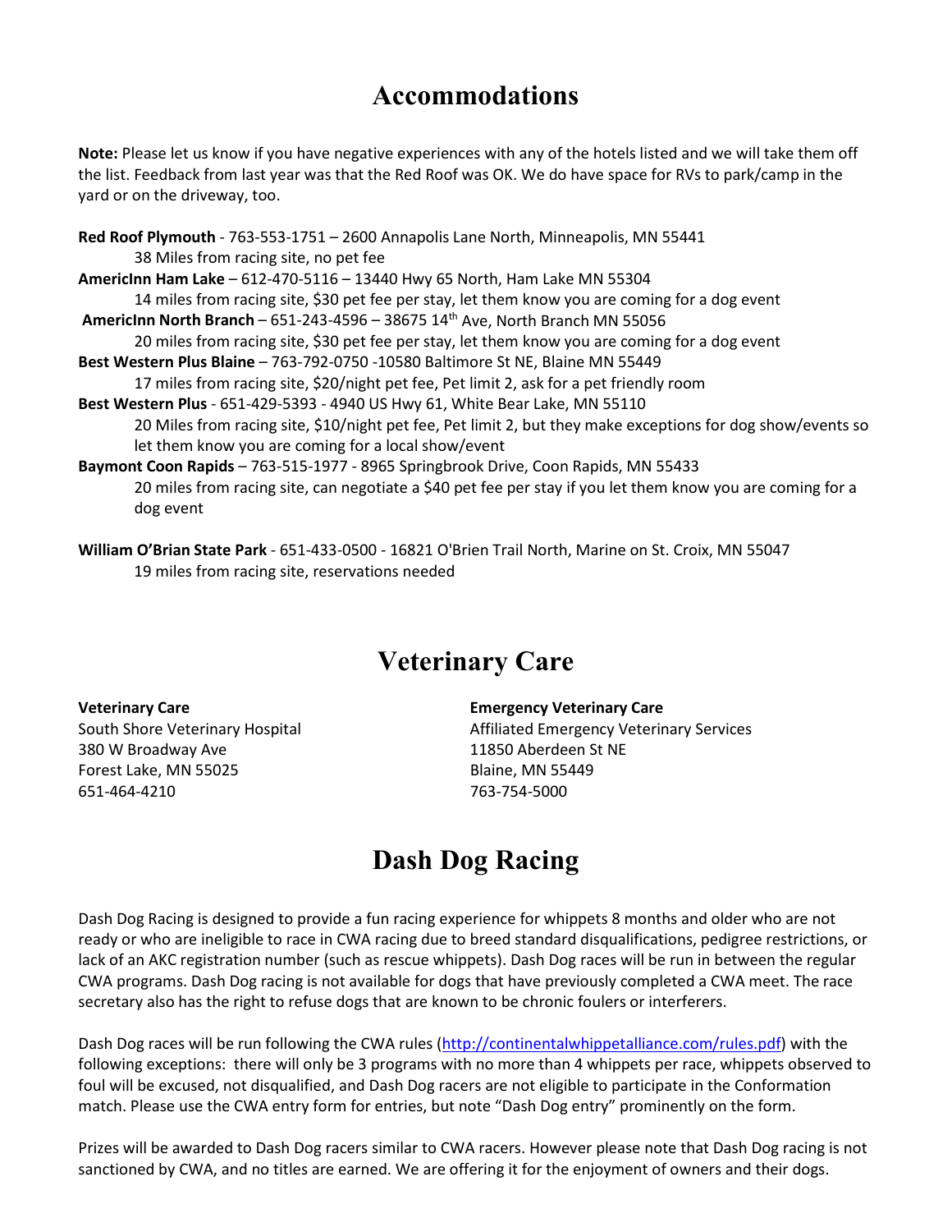# Accommodations

**Note:** Please let us know if you have negative experiences with any of the hotels listed and we will take them off the list. Feedback from last year was that the Red Roof was OK. We do have space for RVs to park/camp in the yard or on the driveway, too.

**Red Roof Plymouth** - 763-553-1751 – 2600 Annapolis Lane North, Minneapolis, MN 55441
: 38 Miles from racing site, no pet fee

**AmericInn Ham Lake** – 612-470-5116 – 13440 Hwy 65 North, Ham Lake MN 55304
: 14 miles from racing site, $30 pet fee per stay, let them know you are coming for a dog event

**AmericInn North Branch** – 651-243-4596 – 38675 14th Ave, North Branch MN 55056
: 20 miles from racing site, $30 pet fee per stay, let them know you are coming for a dog event

**Best Western Plus Blaine** – 763-792-0750 -10580 Baltimore St NE, Blaine MN 55449
: 17 miles from racing site, $20/night pet fee, Pet limit 2, ask for a pet friendly room

**Best Western Plus** - 651-429-5393 - 4940 US Hwy 61, White Bear Lake, MN 55110
: 20 Miles from racing site, $10/night pet fee, Pet limit 2, but they make exceptions for dog show/events so let them know you are coming for a local show/event

**Baymont Coon Rapids** – 763-515-1977 - 8965 Springbrook Drive, Coon Rapids, MN 55433
: 20 miles from racing site, can negotiate a $40 pet fee per stay if you let them know you are coming for a dog event

**William O'Brian State Park** - 651-433-0500 - 16821 O'Brien Trail North, Marine on St. Croix, MN 55047
: 19 miles from racing site, reservations needed

# Veterinary Care

**Veterinary Care**
South Shore Veterinary Hospital
380 W Broadway Ave
Forest Lake, MN 55025
651-464-4210

**Emergency Veterinary Care**
Affiliated Emergency Veterinary Services
11850 Aberdeen St NE
Blaine, MN 55449
763-754-5000

# Dash Dog Racing

Dash Dog Racing is designed to provide a fun racing experience for whippets 8 months and older who are not ready or who are ineligible to race in CWA racing due to breed standard disqualifications, pedigree restrictions, or lack of an AKC registration number (such as rescue whippets). Dash Dog races will be run in between the regular CWA programs. Dash Dog racing is not available for dogs that have previously completed a CWA meet. The race secretary also has the right to refuse dogs that are known to be chronic foulers or interferers.

Dash Dog races will be run following the CWA rules (http://continentalwhippetalliance.com/rules.pdf) with the following exceptions: there will only be 3 programs with no more than 4 whippets per race, whippets observed to foul will be excused, not disqualified, and Dash Dog racers are not eligible to participate in the Conformation match. Please use the CWA entry form for entries, but note "Dash Dog entry" prominently on the form.

Prizes will be awarded to Dash Dog racers similar to CWA racers. However please note that Dash Dog racing is not sanctioned by CWA, and no titles are earned. We are offering it for the enjoyment of owners and their dogs.